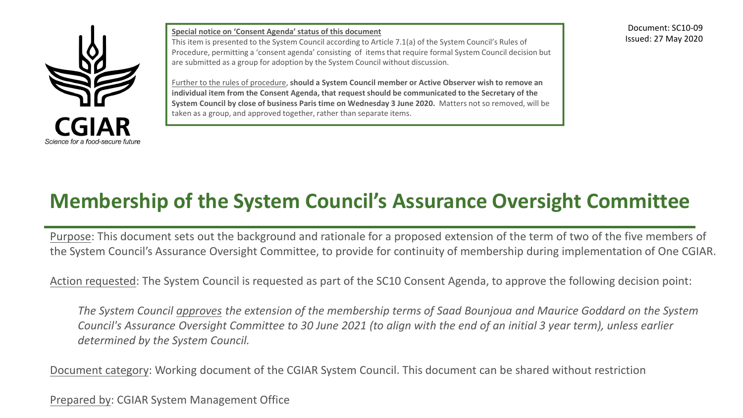CGIAR
Science for a food-secure future

**Special notice on 'Consent Agenda' status of this document**

This item is presented to the System Council according to Article 7.1(a) of the System Council's Rules of Procedure, permitting a 'consent agenda' consisting of items that require formal System Council decision but are submitted as a group for adoption by the System Council without discussion.

Further to the rules of procedure, **should a System Council member or Active Observer wish to remove an individual item from the Consent Agenda, that request should be communicated to the Secretary of the System Council by close of business Paris time on Wednesday 3 June 2020.** Matters not so removed, will be taken as a group, and approved together, rather than separate items.

Document: SC10-09
Issued: 27 May 2020

# Membership of the System Council's Assurance Oversight Committee

Purpose: This document sets out the background and rationale for a proposed extension of the term of two of the five members of the System Council's Assurance Oversight Committee, to provide for continuity of membership during implementation of One CGIAR.

Action requested: The System Council is requested as part of the SC10 Consent Agenda, to approve the following decision point:

> *The System Council approves the extension of the membership terms of Saad Bounjoua and Maurice Goddard on the System Council's Assurance Oversight Committee to 30 June 2021 (to align with the end of an initial 3 year term), unless earlier determined by the System Council.*

Document category: Working document of the CGIAR System Council. This document can be shared without restriction

Prepared by: CGIAR System Management Office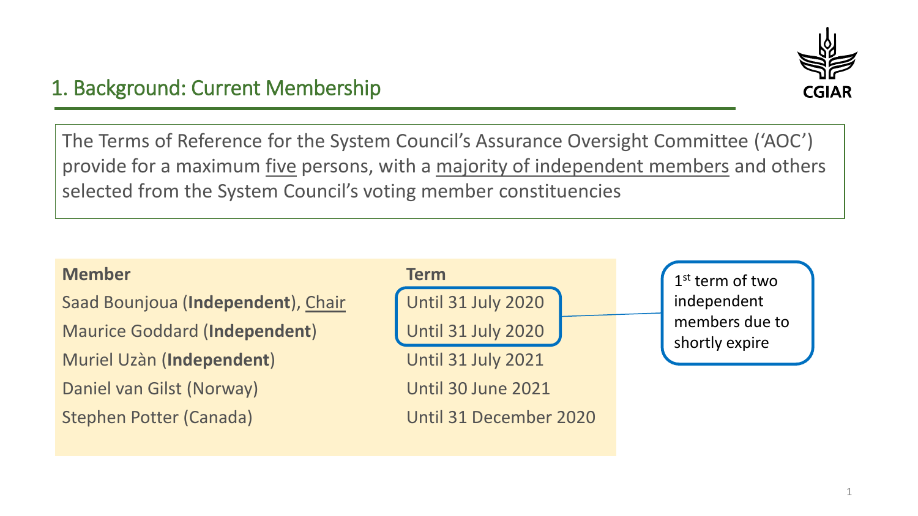## 1. Background: Current Membership

The Terms of Reference for the System Council's Assurance Oversight Committee ('AOC') provide for a maximum five persons, with a majority of independent members and others selected from the System Council's voting member constituencies

| Member | Term |
| --- | --- |
| Saad Bounjoua (**Independent**), Chair | Until 31 July 2020 |
| Maurice Goddard (**Independent**) | Until 31 July 2020 |
| Muriel Uzàn (**Independent**) | Until 31 July 2021 |
| Daniel van Gilst (Norway) | Until 30 June 2021 |
| Stephen Potter (Canada) | Until 31 December 2020 |

1st term of two independent members due to shortly expire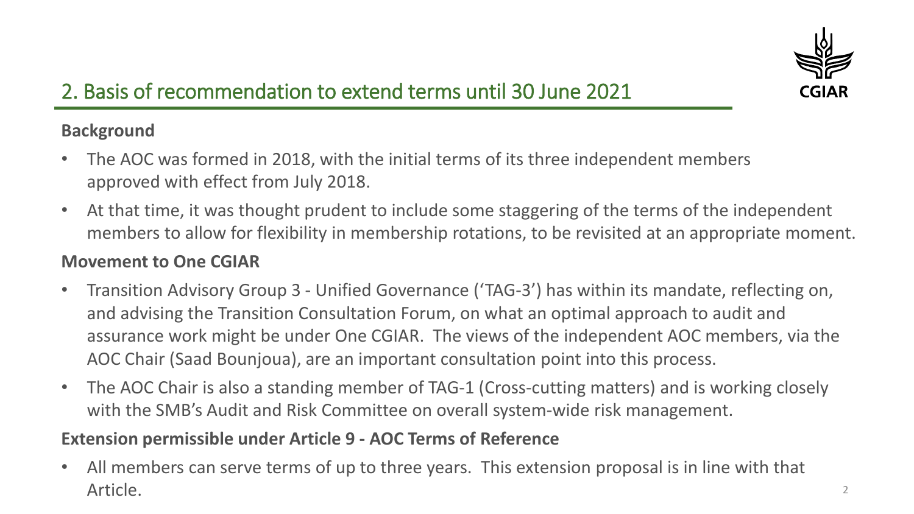## 2. Basis of recommendation to extend terms until 30 June 2021

**Background**

- The AOC was formed in 2018, with the initial terms of its three independent members approved with effect from July 2018.
- At that time, it was thought prudent to include some staggering of the terms of the independent members to allow for flexibility in membership rotations, to be revisited at an appropriate moment.

**Movement to One CGIAR**

- Transition Advisory Group 3 - Unified Governance ('TAG-3') has within its mandate, reflecting on, and advising the Transition Consultation Forum, on what an optimal approach to audit and assurance work might be under One CGIAR. The views of the independent AOC members, via the AOC Chair (Saad Bounjoua), are an important consultation point into this process.
- The AOC Chair is also a standing member of TAG-1 (Cross-cutting matters) and is working closely with the SMB's Audit and Risk Committee on overall system-wide risk management.

**Extension permissible under Article 9 - AOC Terms of Reference**

- All members can serve terms of up to three years. This extension proposal is in line with that Article.